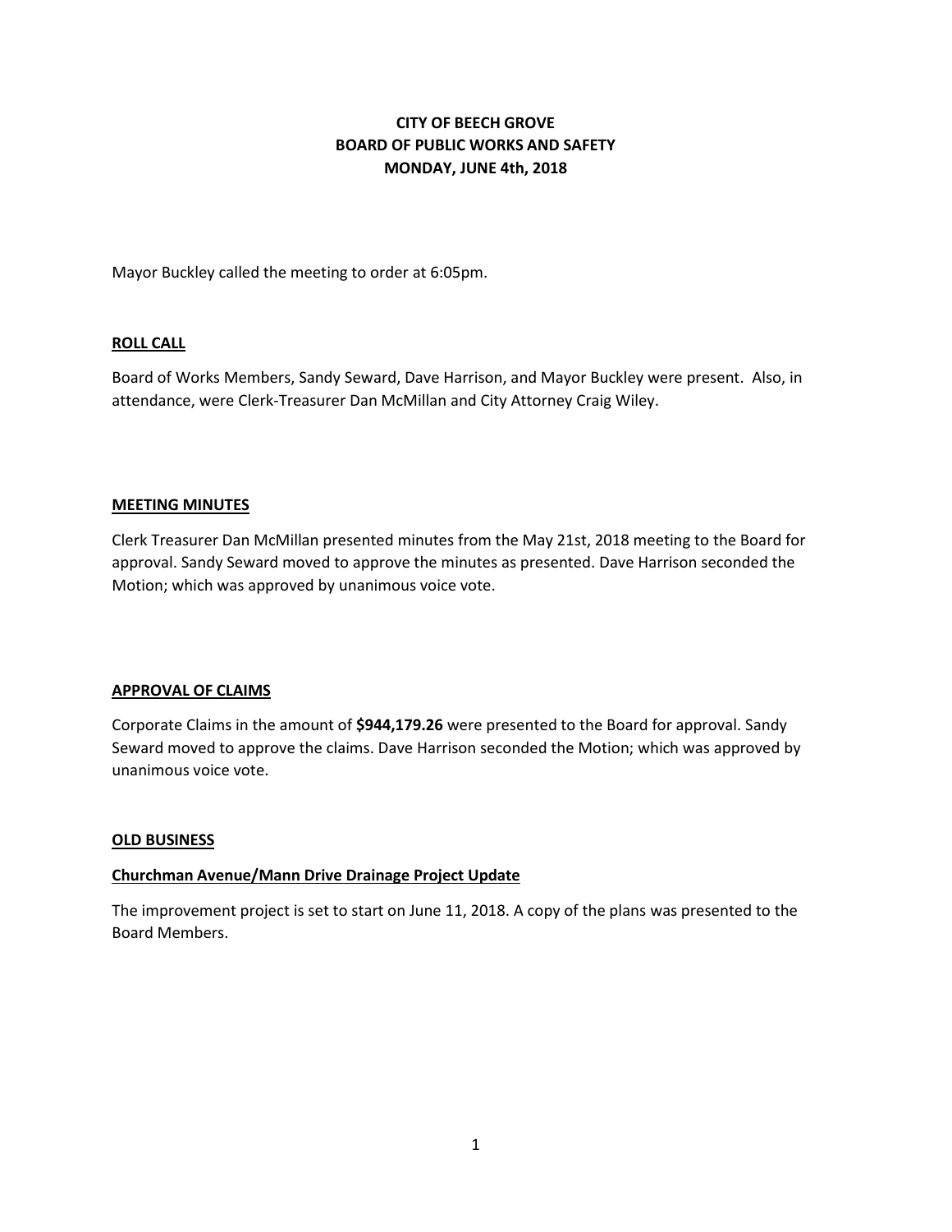# CITY OF BEECH GROVE
# BOARD OF PUBLIC WORKS AND SAFETY
# MONDAY, JUNE 4th, 2018

Mayor Buckley called the meeting to order at 6:05pm.

## ROLL CALL

Board of Works Members, Sandy Seward, Dave Harrison, and Mayor Buckley were present. Also, in attendance, were Clerk-Treasurer Dan McMillan and City Attorney Craig Wiley.

## MEETING MINUTES

Clerk Treasurer Dan McMillan presented minutes from the May 21st, 2018 meeting to the Board for approval. Sandy Seward moved to approve the minutes as presented. Dave Harrison seconded the Motion; which was approved by unanimous voice vote.

## APPROVAL OF CLAIMS

Corporate Claims in the amount of **$944,179.26** were presented to the Board for approval. Sandy Seward moved to approve the claims. Dave Harrison seconded the Motion; which was approved by unanimous voice vote.

## OLD BUSINESS

### Churchman Avenue/Mann Drive Drainage Project Update

The improvement project is set to start on June 11, 2018. A copy of the plans was presented to the Board Members.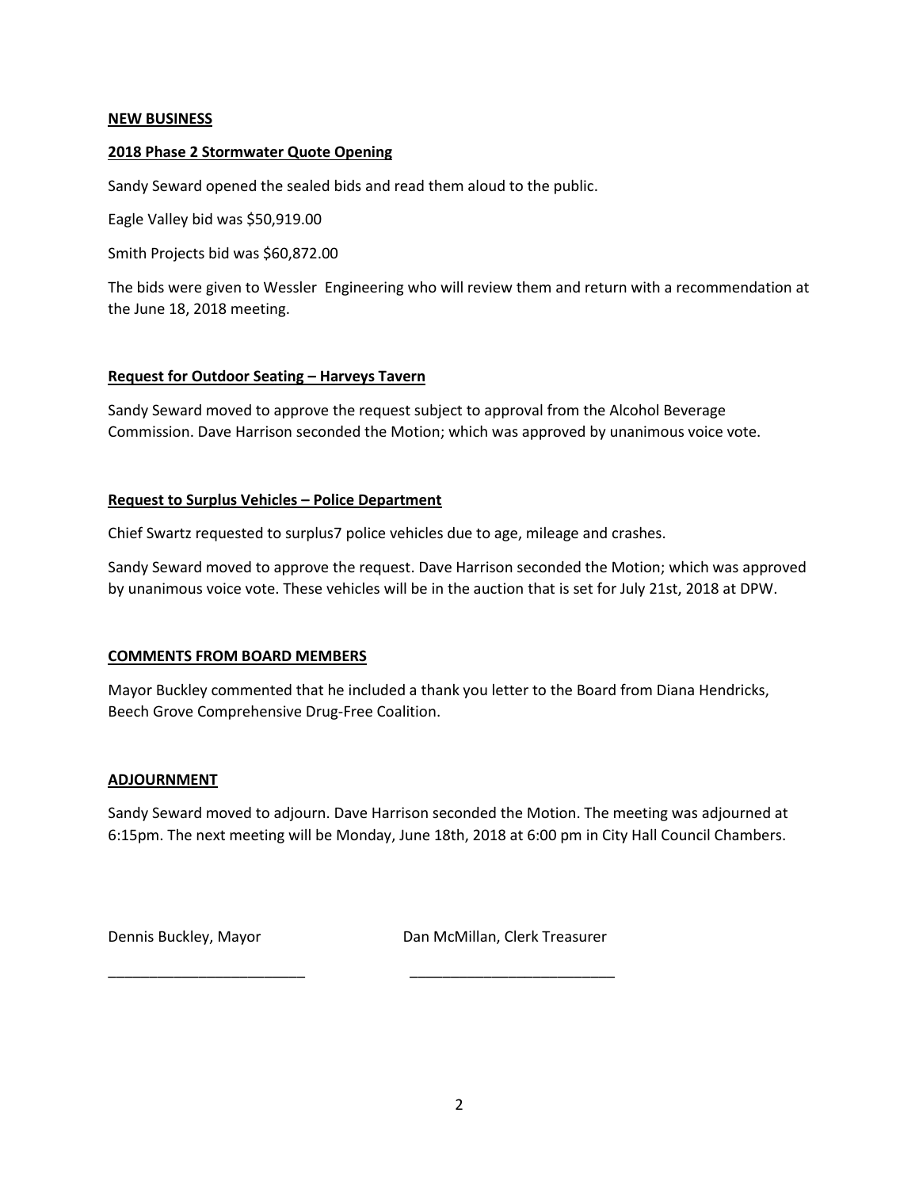**NEW BUSINESS**

**2018 Phase 2 Stormwater Quote Opening**

Sandy Seward opened the sealed bids and read them aloud to the public.

Eagle Valley bid was $50,919.00

Smith Projects bid was $60,872.00

The bids were given to Wessler Engineering who will review them and return with a recommendation at the June 18, 2018 meeting.

**Request for Outdoor Seating – Harveys Tavern**

Sandy Seward moved to approve the request subject to approval from the Alcohol Beverage Commission. Dave Harrison seconded the Motion; which was approved by unanimous voice vote.

**Request to Surplus Vehicles – Police Department**

Chief Swartz requested to surplus7 police vehicles due to age, mileage and crashes.

Sandy Seward moved to approve the request. Dave Harrison seconded the Motion; which was approved by unanimous voice vote. These vehicles will be in the auction that is set for July 21st, 2018 at DPW.

**COMMENTS FROM BOARD MEMBERS**

Mayor Buckley commented that he included a thank you letter to the Board from Diana Hendricks, Beech Grove Comprehensive Drug-Free Coalition.

**ADJOURNMENT**

Sandy Seward moved to adjourn. Dave Harrison seconded the Motion. The meeting was adjourned at 6:15pm. The next meeting will be Monday, June 18th, 2018 at 6:00 pm in City Hall Council Chambers.

Dennis Buckley, Mayor                    Dan McMillan, Clerk Treasurer

________________________                    ________________________